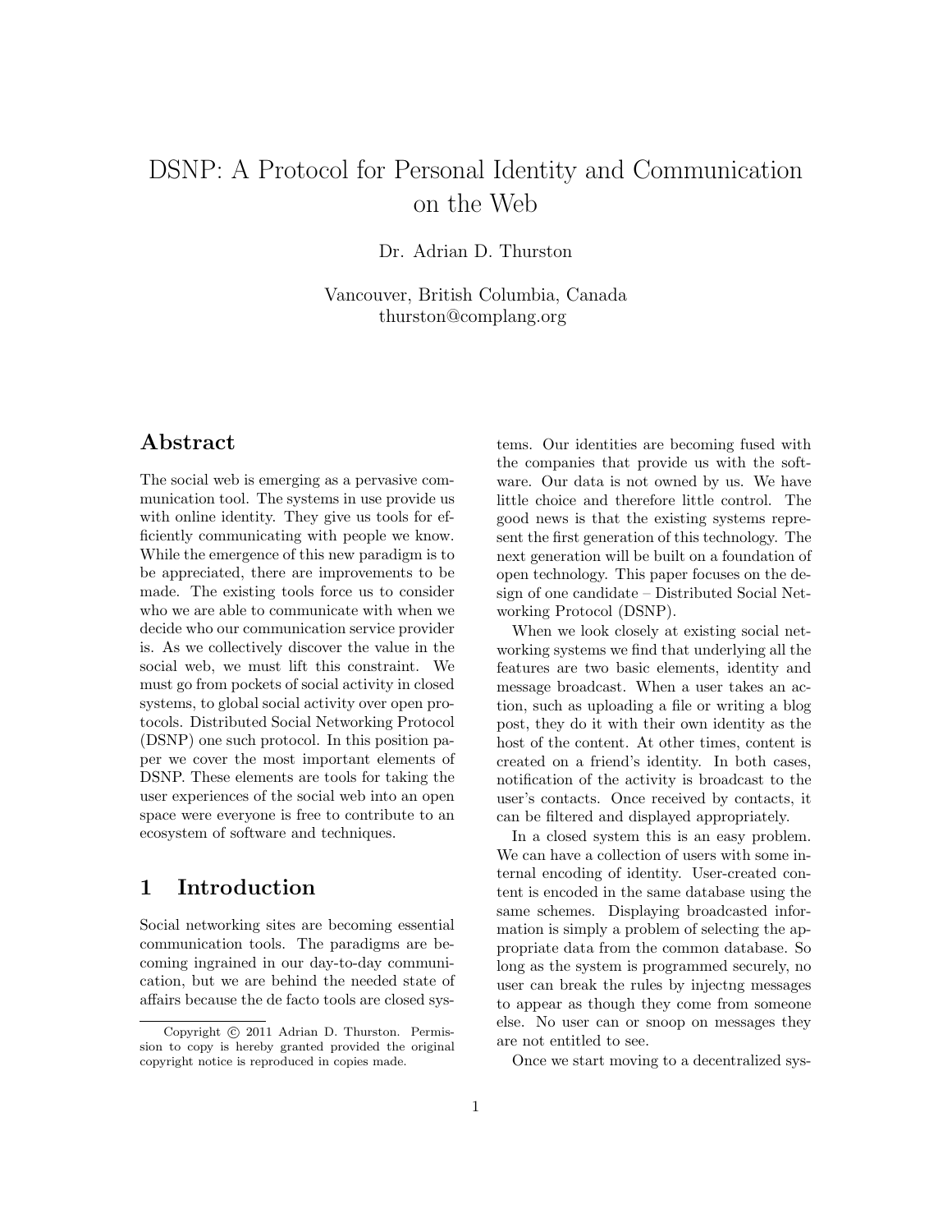# DSNP: A Protocol for Personal Identity and Communication on the Web

Dr. Adrian D. Thurston

Vancouver, British Columbia, Canada
thurston@complang.org

## Abstract

The social web is emerging as a pervasive communication tool. The systems in use provide us with online identity. They give us tools for efficiently communicating with people we know. While the emergence of this new paradigm is to be appreciated, there are improvements to be made. The existing tools force us to consider who we are able to communicate with when we decide who our communication service provider is. As we collectively discover the value in the social web, we must lift this constraint. We must go from pockets of social activity in closed systems, to global social activity over open protocols. Distributed Social Networking Protocol (DSNP) one such protocol. In this position paper we cover the most important elements of DSNP. These elements are tools for taking the user experiences of the social web into an open space were everyone is free to contribute to an ecosystem of software and techniques.

## 1 Introduction

Social networking sites are becoming essential communication tools. The paradigms are becoming ingrained in our day-to-day communication, but we are behind the needed state of affairs because the de facto tools are closed systems. Our identities are becoming fused with the companies that provide us with the software. Our data is not owned by us. We have little choice and therefore little control. The good news is that the existing systems represent the first generation of this technology. The next generation will be built on a foundation of open technology. This paper focuses on the design of one candidate – Distributed Social Networking Protocol (DSNP).

When we look closely at existing social networking systems we find that underlying all the features are two basic elements, identity and message broadcast. When a user takes an action, such as uploading a file or writing a blog post, they do it with their own identity as the host of the content. At other times, content is created on a friend's identity. In both cases, notification of the activity is broadcast to the user's contacts. Once received by contacts, it can be filtered and displayed appropriately.

In a closed system this is an easy problem. We can have a collection of users with some internal encoding of identity. User-created content is encoded in the same database using the same schemes. Displaying broadcasted information is simply a problem of selecting the appropriate data from the common database. So long as the system is programmed securely, no user can break the rules by injectng messages to appear as though they come from someone else. No user can or snoop on messages they are not entitled to see.

Once we start moving to a decentralized sys-

Copyright © 2011 Adrian D. Thurston. Permission to copy is hereby granted provided the original copyright notice is reproduced in copies made.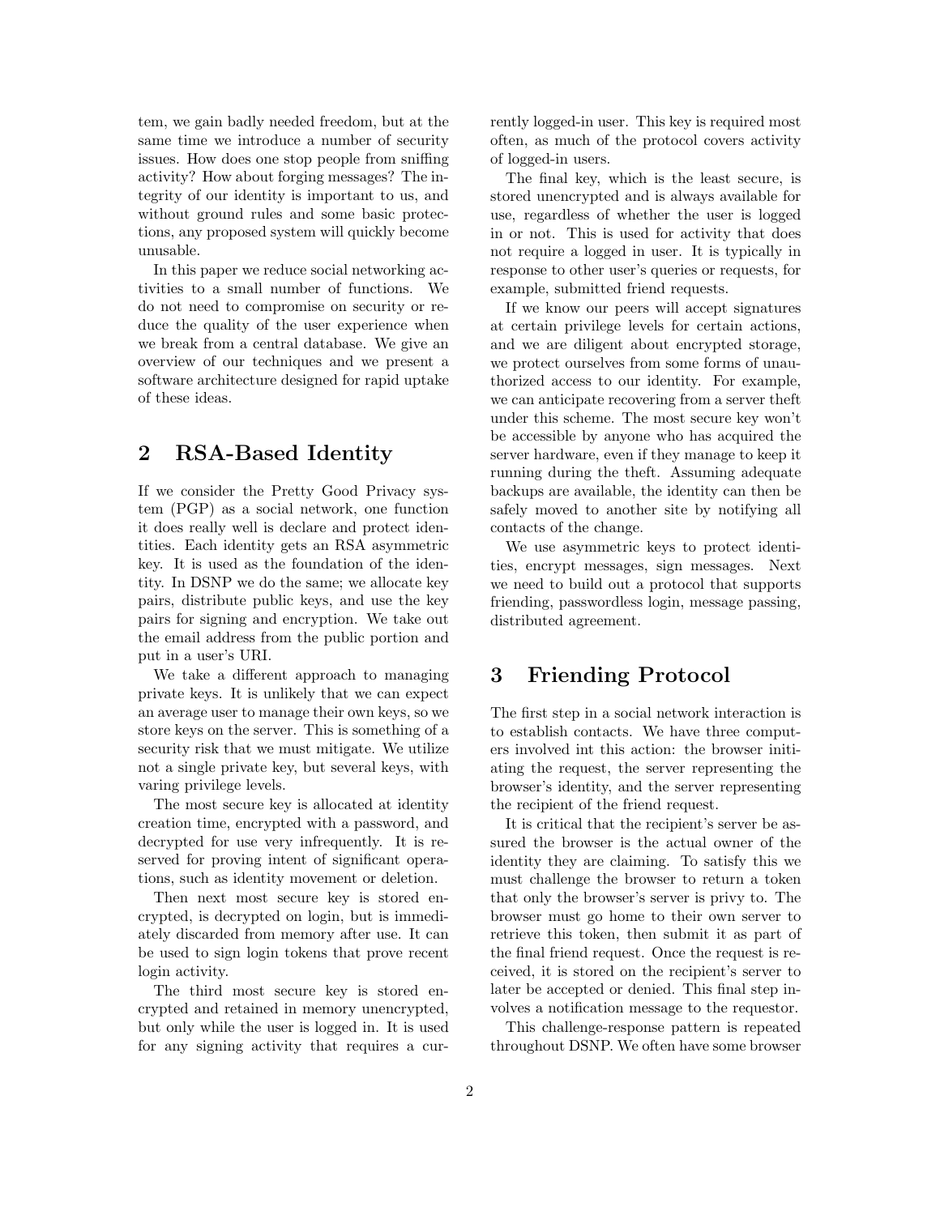tem, we gain badly needed freedom, but at the same time we introduce a number of security issues. How does one stop people from sniffing activity? How about forging messages? The integrity of our identity is important to us, and without ground rules and some basic protections, any proposed system will quickly become unusable.

In this paper we reduce social networking activities to a small number of functions. We do not need to compromise on security or reduce the quality of the user experience when we break from a central database. We give an overview of our techniques and we present a software architecture designed for rapid uptake of these ideas.

## 2 RSA-Based Identity

If we consider the Pretty Good Privacy system (PGP) as a social network, one function it does really well is declare and protect identities. Each identity gets an RSA asymmetric key. It is used as the foundation of the identity. In DSNP we do the same; we allocate key pairs, distribute public keys, and use the key pairs for signing and encryption. We take out the email address from the public portion and put in a user's URI.

We take a different approach to managing private keys. It is unlikely that we can expect an average user to manage their own keys, so we store keys on the server. This is something of a security risk that we must mitigate. We utilize not a single private key, but several keys, with varing privilege levels.

The most secure key is allocated at identity creation time, encrypted with a password, and decrypted for use very infrequently. It is reserved for proving intent of significant operations, such as identity movement or deletion.

Then next most secure key is stored encrypted, is decrypted on login, but is immediately discarded from memory after use. It can be used to sign login tokens that prove recent login activity.

The third most secure key is stored encrypted and retained in memory unencrypted, but only while the user is logged in. It is used for any signing activity that requires a currently logged-in user. This key is required most often, as much of the protocol covers activity of logged-in users.

The final key, which is the least secure, is stored unencrypted and is always available for use, regardless of whether the user is logged in or not. This is used for activity that does not require a logged in user. It is typically in response to other user's queries or requests, for example, submitted friend requests.

If we know our peers will accept signatures at certain privilege levels for certain actions, and we are diligent about encrypted storage, we protect ourselves from some forms of unauthorized access to our identity. For example, we can anticipate recovering from a server theft under this scheme. The most secure key won't be accessible by anyone who has acquired the server hardware, even if they manage to keep it running during the theft. Assuming adequate backups are available, the identity can then be safely moved to another site by notifying all contacts of the change.

We use asymmetric keys to protect identities, encrypt messages, sign messages. Next we need to build out a protocol that supports friending, passwordless login, message passing, distributed agreement.

## 3 Friending Protocol

The first step in a social network interaction is to establish contacts. We have three computers involved int this action: the browser initiating the request, the server representing the browser's identity, and the server representing the recipient of the friend request.

It is critical that the recipient's server be assured the browser is the actual owner of the identity they are claiming. To satisfy this we must challenge the browser to return a token that only the browser's server is privy to. The browser must go home to their own server to retrieve this token, then submit it as part of the final friend request. Once the request is received, it is stored on the recipient's server to later be accepted or denied. This final step involves a notification message to the requestor.

This challenge-response pattern is repeated throughout DSNP. We often have some browser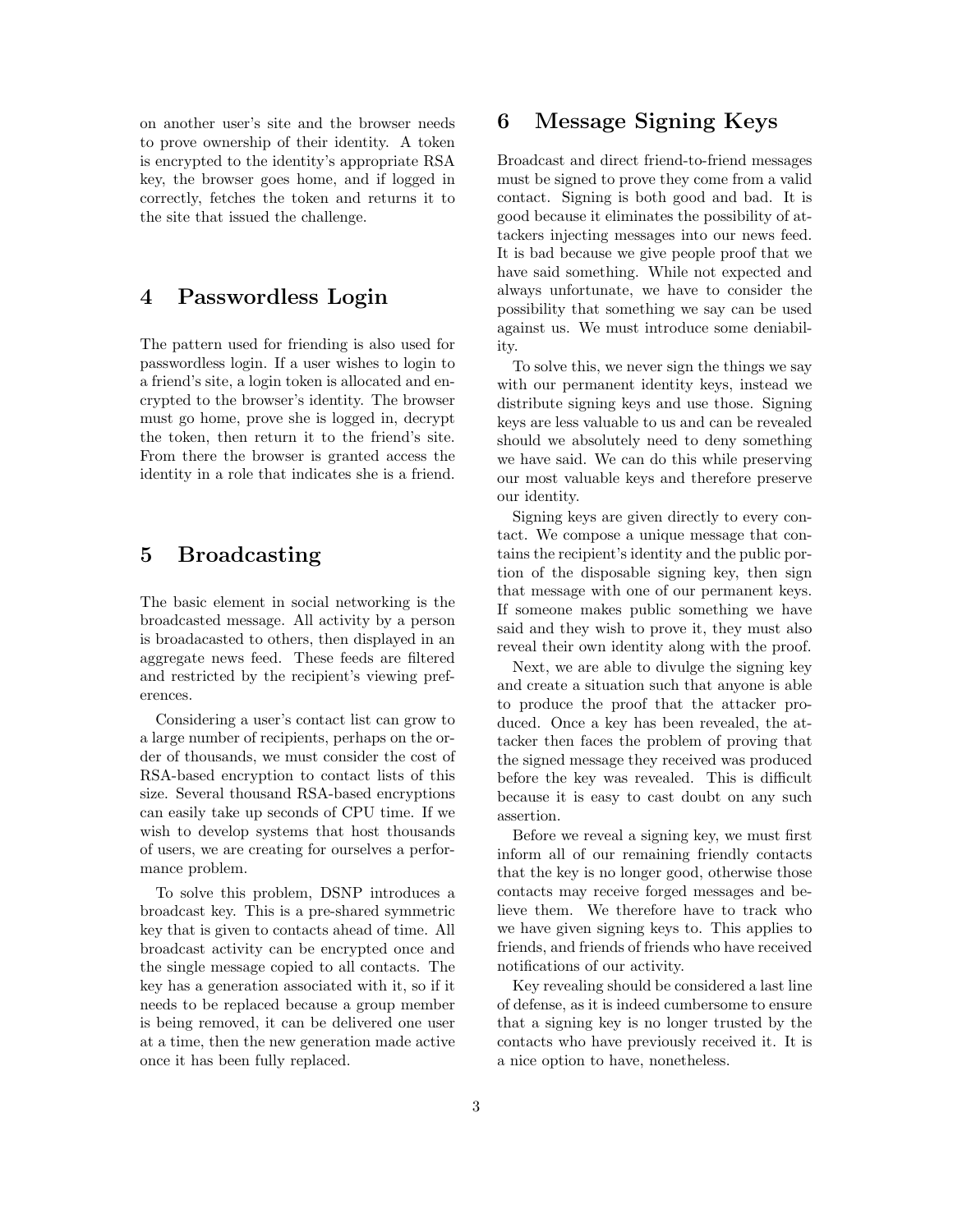on another user's site and the browser needs to prove ownership of their identity. A token is encrypted to the identity's appropriate RSA key, the browser goes home, and if logged in correctly, fetches the token and returns it to the site that issued the challenge.

## 4 Passwordless Login

The pattern used for friending is also used for passwordless login. If a user wishes to login to a friend's site, a login token is allocated and encrypted to the browser's identity. The browser must go home, prove she is logged in, decrypt the token, then return it to the friend's site. From there the browser is granted access the identity in a role that indicates she is a friend.

## 5 Broadcasting

The basic element in social networking is the broadcasted message. All activity by a person is broadacasted to others, then displayed in an aggregate news feed. These feeds are filtered and restricted by the recipient's viewing preferences.

Considering a user's contact list can grow to a large number of recipients, perhaps on the order of thousands, we must consider the cost of RSA-based encryption to contact lists of this size. Several thousand RSA-based encryptions can easily take up seconds of CPU time. If we wish to develop systems that host thousands of users, we are creating for ourselves a performance problem.

To solve this problem, DSNP introduces a broadcast key. This is a pre-shared symmetric key that is given to contacts ahead of time. All broadcast activity can be encrypted once and the single message copied to all contacts. The key has a generation associated with it, so if it needs to be replaced because a group member is being removed, it can be delivered one user at a time, then the new generation made active once it has been fully replaced.

## 6 Message Signing Keys

Broadcast and direct friend-to-friend messages must be signed to prove they come from a valid contact. Signing is both good and bad. It is good because it eliminates the possibility of attackers injecting messages into our news feed. It is bad because we give people proof that we have said something. While not expected and always unfortunate, we have to consider the possibility that something we say can be used against us. We must introduce some deniability.

To solve this, we never sign the things we say with our permanent identity keys, instead we distribute signing keys and use those. Signing keys are less valuable to us and can be revealed should we absolutely need to deny something we have said. We can do this while preserving our most valuable keys and therefore preserve our identity.

Signing keys are given directly to every contact. We compose a unique message that contains the recipient's identity and the public portion of the disposable signing key, then sign that message with one of our permanent keys. If someone makes public something we have said and they wish to prove it, they must also reveal their own identity along with the proof.

Next, we are able to divulge the signing key and create a situation such that anyone is able to produce the proof that the attacker produced. Once a key has been revealed, the attacker then faces the problem of proving that the signed message they received was produced before the key was revealed. This is difficult because it is easy to cast doubt on any such assertion.

Before we reveal a signing key, we must first inform all of our remaining friendly contacts that the key is no longer good, otherwise those contacts may receive forged messages and believe them. We therefore have to track who we have given signing keys to. This applies to friends, and friends of friends who have received notifications of our activity.

Key revealing should be considered a last line of defense, as it is indeed cumbersome to ensure that a signing key is no longer trusted by the contacts who have previously received it. It is a nice option to have, nonetheless.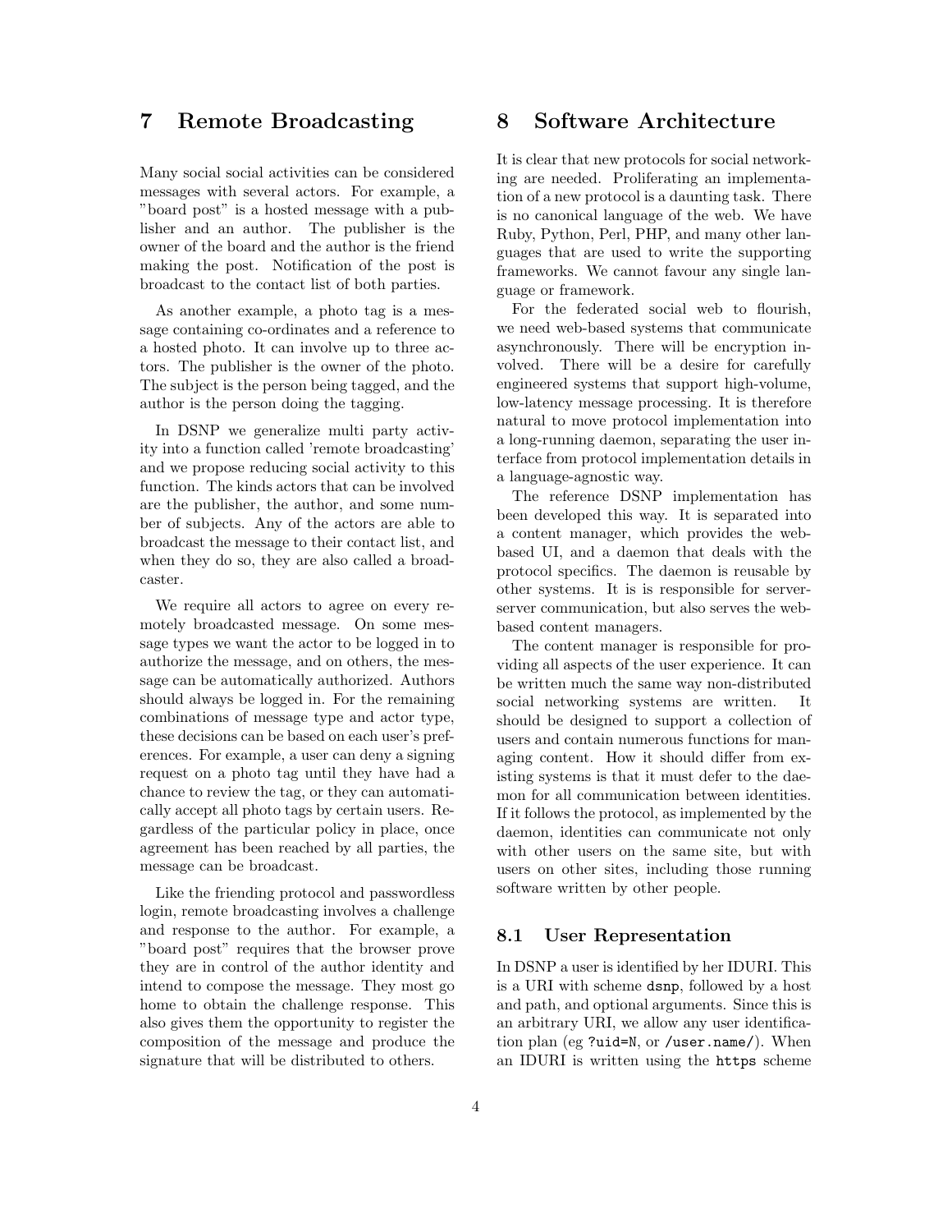# 7 Remote Broadcasting

Many social social activities can be considered messages with several actors. For example, a "board post" is a hosted message with a publisher and an author. The publisher is the owner of the board and the author is the friend making the post. Notification of the post is broadcast to the contact list of both parties.

As another example, a photo tag is a message containing co-ordinates and a reference to a hosted photo. It can involve up to three actors. The publisher is the owner of the photo. The subject is the person being tagged, and the author is the person doing the tagging.

In DSNP we generalize multi party activity into a function called 'remote broadcasting' and we propose reducing social activity to this function. The kinds actors that can be involved are the publisher, the author, and some number of subjects. Any of the actors are able to broadcast the message to their contact list, and when they do so, they are also called a broadcaster.

We require all actors to agree on every remotely broadcasted message. On some message types we want the actor to be logged in to authorize the message, and on others, the message can be automatically authorized. Authors should always be logged in. For the remaining combinations of message type and actor type, these decisions can be based on each user's preferences. For example, a user can deny a signing request on a photo tag until they have had a chance to review the tag, or they can automatically accept all photo tags by certain users. Regardless of the particular policy in place, once agreement has been reached by all parties, the message can be broadcast.

Like the friending protocol and passwordless login, remote broadcasting involves a challenge and response to the author. For example, a "board post" requires that the browser prove they are in control of the author identity and intend to compose the message. They most go home to obtain the challenge response. This also gives them the opportunity to register the composition of the message and produce the signature that will be distributed to others.

# 8 Software Architecture

It is clear that new protocols for social networking are needed. Proliferating an implementation of a new protocol is a daunting task. There is no canonical language of the web. We have Ruby, Python, Perl, PHP, and many other languages that are used to write the supporting frameworks. We cannot favour any single language or framework.

For the federated social web to flourish, we need web-based systems that communicate asynchronously. There will be encryption involved. There will be a desire for carefully engineered systems that support high-volume, low-latency message processing. It is therefore natural to move protocol implementation into a long-running daemon, separating the user interface from protocol implementation details in a language-agnostic way.

The reference DSNP implementation has been developed this way. It is separated into a content manager, which provides the web-based UI, and a daemon that deals with the protocol specifics. The daemon is reusable by other systems. It is is responsible for server-server communication, but also serves the web-based content managers.

The content manager is responsible for providing all aspects of the user experience. It can be written much the same way non-distributed social networking systems are written. It should be designed to support a collection of users and contain numerous functions for managing content. How it should differ from existing systems is that it must defer to the daemon for all communication between identities. If it follows the protocol, as implemented by the daemon, identities can communicate not only with other users on the same site, but with users on other sites, including those running software written by other people.

## 8.1 User Representation

In DSNP a user is identified by her IDURI. This is a URI with scheme `dsnp`, followed by a host and path, and optional arguments. Since this is an arbitrary URI, we allow any user identification plan (eg `?uid=N`, or `/user.name/`). When an IDURI is written using the `https` scheme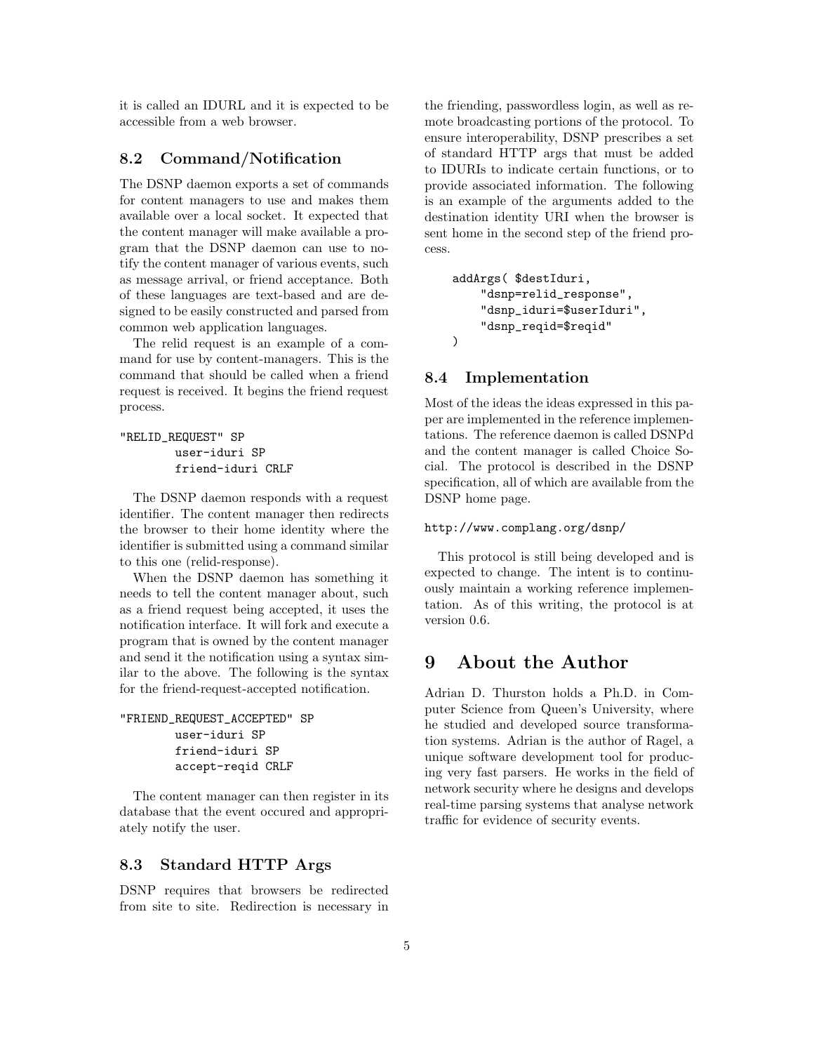it is called an IDURL and it is expected to be accessible from a web browser.

### 8.2 Command/Notification

The DSNP daemon exports a set of commands for content managers to use and makes them available over a local socket. It expected that the content manager will make available a program that the DSNP daemon can use to notify the content manager of various events, such as message arrival, or friend acceptance. Both of these languages are text-based and are designed to be easily constructed and parsed from common web application languages.

The relid request is an example of a command for use by content-managers. This is the command that should be called when a friend request is received. It begins the friend request process.

```
"RELID_REQUEST" SP
        user-iduri SP
        friend-iduri CRLF
```

The DSNP daemon responds with a request identifier. The content manager then redirects the browser to their home identity where the identifier is submitted using a command similar to this one (relid-response).

When the DSNP daemon has something it needs to tell the content manager about, such as a friend request being accepted, it uses the notification interface. It will fork and execute a program that is owned by the content manager and send it the notification using a syntax similar to the above. The following is the syntax for the friend-request-accepted notification.

```
"FRIEND_REQUEST_ACCEPTED" SP
        user-iduri SP
        friend-iduri SP
        accept-reqid CRLF
```

The content manager can then register in its database that the event occured and appropriately notify the user.

### 8.3 Standard HTTP Args

DSNP requires that browsers be redirected from site to site. Redirection is necessary in the friending, passwordless login, as well as remote broadcasting portions of the protocol. To ensure interoperability, DSNP prescribes a set of standard HTTP args that must be added to IDURIs to indicate certain functions, or to provide associated information. The following is an example of the arguments added to the destination identity URI when the browser is sent home in the second step of the friend process.

```
addArgs( $destIduri,
    "dsnp=relid_response",
    "dsnp_iduri=$userIduri",
    "dsnp_reqid=$reqid"
)
```

### 8.4 Implementation

Most of the ideas the ideas expressed in this paper are implemented in the reference implementations. The reference daemon is called DSNPd and the content manager is called Choice Social. The protocol is described in the DSNP specification, all of which are available from the DSNP home page.

`http://www.complang.org/dsnp/`

This protocol is still being developed and is expected to change. The intent is to continuously maintain a working reference implementation. As of this writing, the protocol is at version 0.6.

## 9 About the Author

Adrian D. Thurston holds a Ph.D. in Computer Science from Queen's University, where he studied and developed source transformation systems. Adrian is the author of Ragel, a unique software development tool for producing very fast parsers. He works in the field of network security where he designs and develops real-time parsing systems that analyse network traffic for evidence of security events.